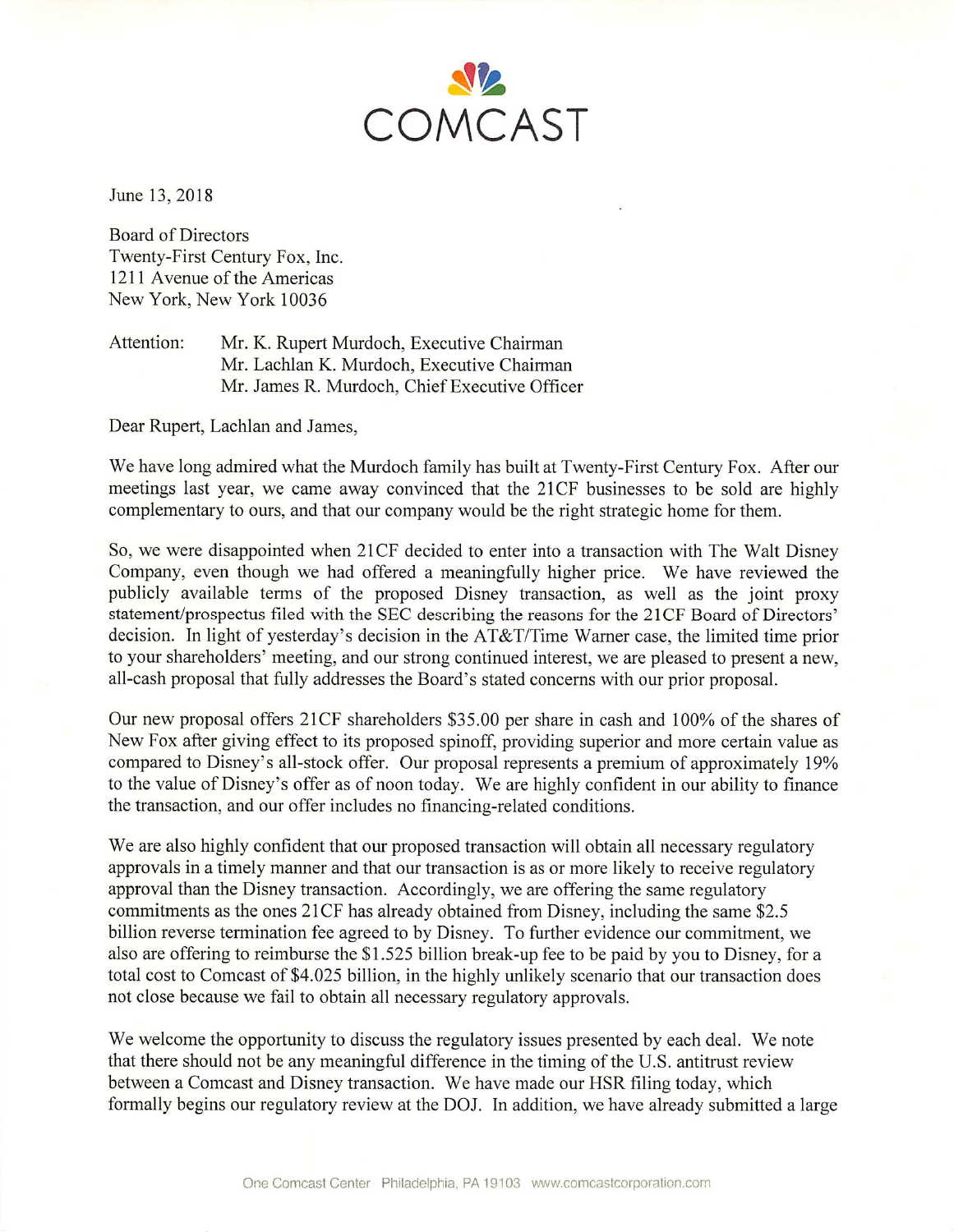COMCAST

June 13, 2018

Board of Directors
Twenty-First Century Fox, Inc.
1211 Avenue of the Americas
New York, New York 10036

Attention: Mr. K. Rupert Murdoch, Executive Chairman
Mr. Lachlan K. Murdoch, Executive Chairman
Mr. James R. Murdoch, Chief Executive Officer

Dear Rupert, Lachlan and James,

We have long admired what the Murdoch family has built at Twenty-First Century Fox. After our meetings last year, we came away convinced that the 21CF businesses to be sold are highly complementary to ours, and that our company would be the right strategic home for them.

So, we were disappointed when 21CF decided to enter into a transaction with The Walt Disney Company, even though we had offered a meaningfully higher price. We have reviewed the publicly available terms of the proposed Disney transaction, as well as the joint proxy statement/prospectus filed with the SEC describing the reasons for the 21CF Board of Directors' decision. In light of yesterday's decision in the AT&T/Time Warner case, the limited time prior to your shareholders' meeting, and our strong continued interest, we are pleased to present a new, all-cash proposal that fully addresses the Board's stated concerns with our prior proposal.

Our new proposal offers 21CF shareholders $35.00 per share in cash and 100% of the shares of New Fox after giving effect to its proposed spinoff, providing superior and more certain value as compared to Disney's all-stock offer. Our proposal represents a premium of approximately 19% to the value of Disney's offer as of noon today. We are highly confident in our ability to finance the transaction, and our offer includes no financing-related conditions.

We are also highly confident that our proposed transaction will obtain all necessary regulatory approvals in a timely manner and that our transaction is as or more likely to receive regulatory approval than the Disney transaction. Accordingly, we are offering the same regulatory commitments as the ones 21CF has already obtained from Disney, including the same $2.5 billion reverse termination fee agreed to by Disney. To further evidence our commitment, we also are offering to reimburse the $1.525 billion break-up fee to be paid by you to Disney, for a total cost to Comcast of $4.025 billion, in the highly unlikely scenario that our transaction does not close because we fail to obtain all necessary regulatory approvals.

We welcome the opportunity to discuss the regulatory issues presented by each deal. We note that there should not be any meaningful difference in the timing of the U.S. antitrust review between a Comcast and Disney transaction. We have made our HSR filing today, which formally begins our regulatory review at the DOJ. In addition, we have already submitted a large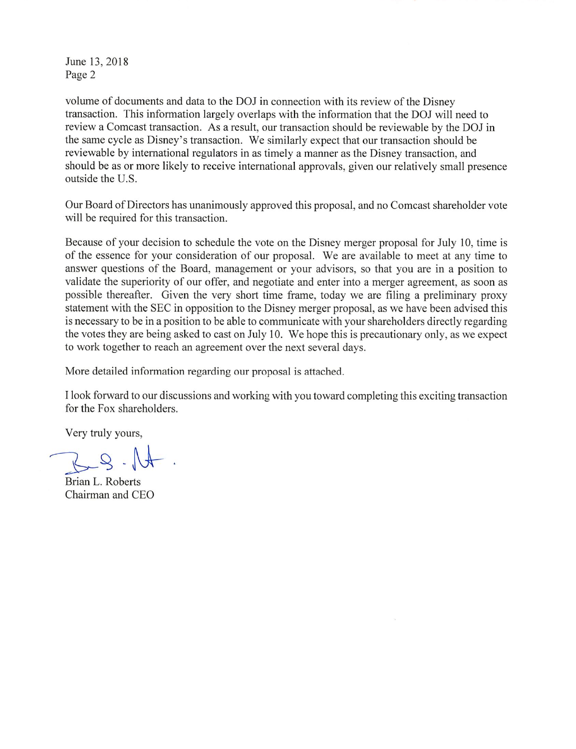volume of documents and data to the DOJ in connection with its review of the Disney transaction. This information largely overlaps with the information that the DOJ will need to review a Comcast transaction. As a result, our transaction should be reviewable by the DOJ in the same cycle as Disney's transaction. We similarly expect that our transaction should be reviewable by international regulators in as timely a manner as the Disney transaction, and should be as or more likely to receive international approvals, given our relatively small presence outside the U.S.

Our Board of Directors has unanimously approved this proposal, and no Comcast shareholder vote will be required for this transaction.

Because of your decision to schedule the vote on the Disney merger proposal for July 10, time is of the essence for your consideration of our proposal. We are available to meet at any time to answer questions of the Board, management or your advisors, so that you are in a position to validate the superiority of our offer, and negotiate and enter into a merger agreement, as soon as possible thereafter. Given the very short time frame, today we are filing a preliminary proxy statement with the SEC in opposition to the Disney merger proposal, as we have been advised this is necessary to be in a position to be able to communicate with your shareholders directly regarding the votes they are being asked to cast on July 10. We hope this is precautionary only, as we expect to work together to reach an agreement over the next several days.

More detailed information regarding our proposal is attached.

I look forward to our discussions and working with you toward completing this exciting transaction for the Fox shareholders.

Very truly yours,

Brian L. Roberts
Chairman and CEO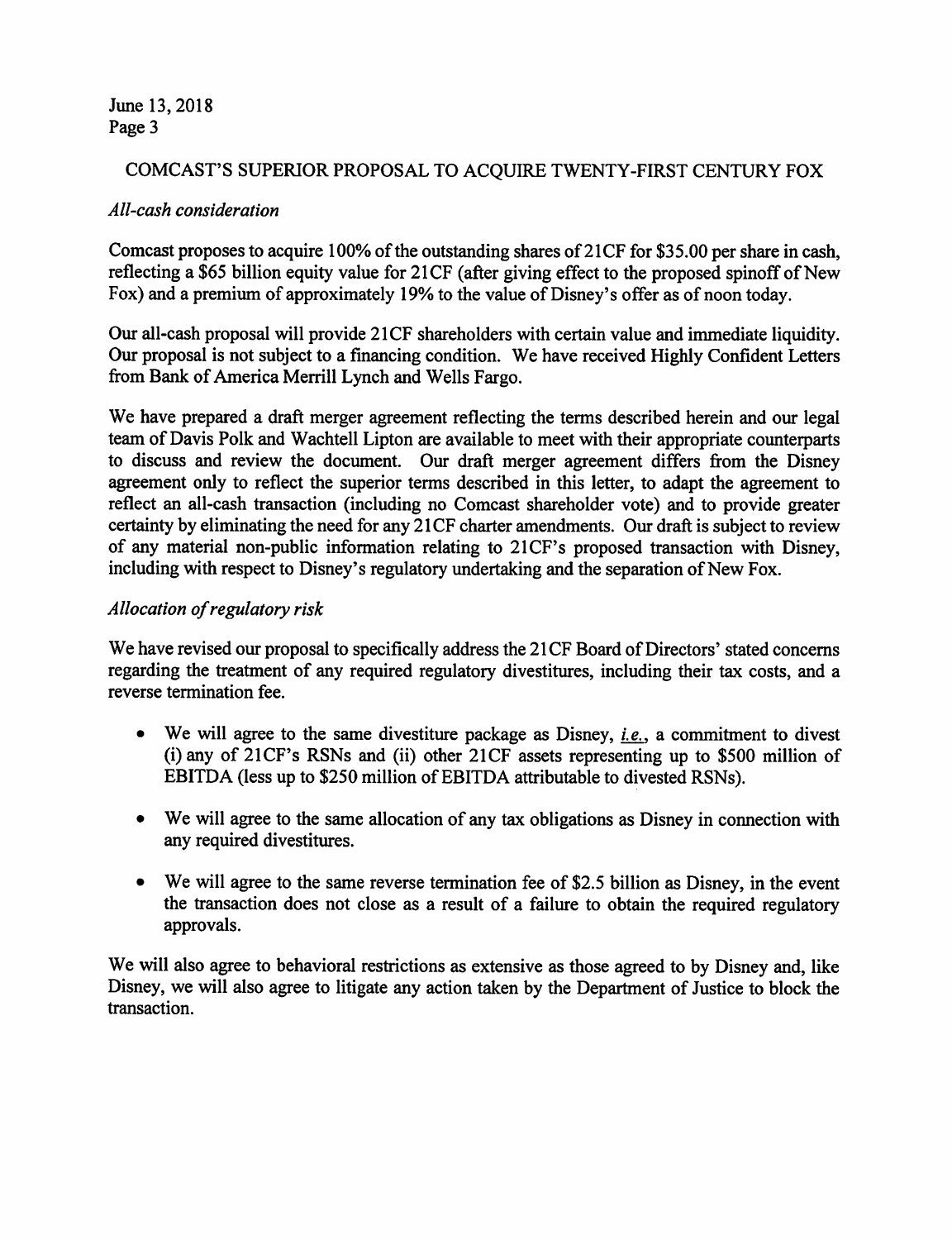## COMCAST'S SUPERIOR PROPOSAL TO ACQUIRE TWENTY-FIRST CENTURY FOX

### *All-cash consideration*

Comcast proposes to acquire 100% of the outstanding shares of 21CF for $35.00 per share in cash, reflecting a $65 billion equity value for 21CF (after giving effect to the proposed spinoff of New Fox) and a premium of approximately 19% to the value of Disney's offer as of noon today.

Our all-cash proposal will provide 21CF shareholders with certain value and immediate liquidity. Our proposal is not subject to a financing condition. We have received Highly Confident Letters from Bank of America Merrill Lynch and Wells Fargo.

We have prepared a draft merger agreement reflecting the terms described herein and our legal team of Davis Polk and Wachtell Lipton are available to meet with their appropriate counterparts to discuss and review the document. Our draft merger agreement differs from the Disney agreement only to reflect the superior terms described in this letter, to adapt the agreement to reflect an all-cash transaction (including no Comcast shareholder vote) and to provide greater certainty by eliminating the need for any 21CF charter amendments. Our draft is subject to review of any material non-public information relating to 21CF's proposed transaction with Disney, including with respect to Disney's regulatory undertaking and the separation of New Fox.

### *Allocation of regulatory risk*

We have revised our proposal to specifically address the 21CF Board of Directors' stated concerns regarding the treatment of any required regulatory divestitures, including their tax costs, and a reverse termination fee.

- We will agree to the same divestiture package as Disney, *i.e.*, a commitment to divest (i) any of 21CF's RSNs and (ii) other 21CF assets representing up to $500 million of EBITDA (less up to $250 million of EBITDA attributable to divested RSNs).
- We will agree to the same allocation of any tax obligations as Disney in connection with any required divestitures.
- We will agree to the same reverse termination fee of $2.5 billion as Disney, in the event the transaction does not close as a result of a failure to obtain the required regulatory approvals.

We will also agree to behavioral restrictions as extensive as those agreed to by Disney and, like Disney, we will also agree to litigate any action taken by the Department of Justice to block the transaction.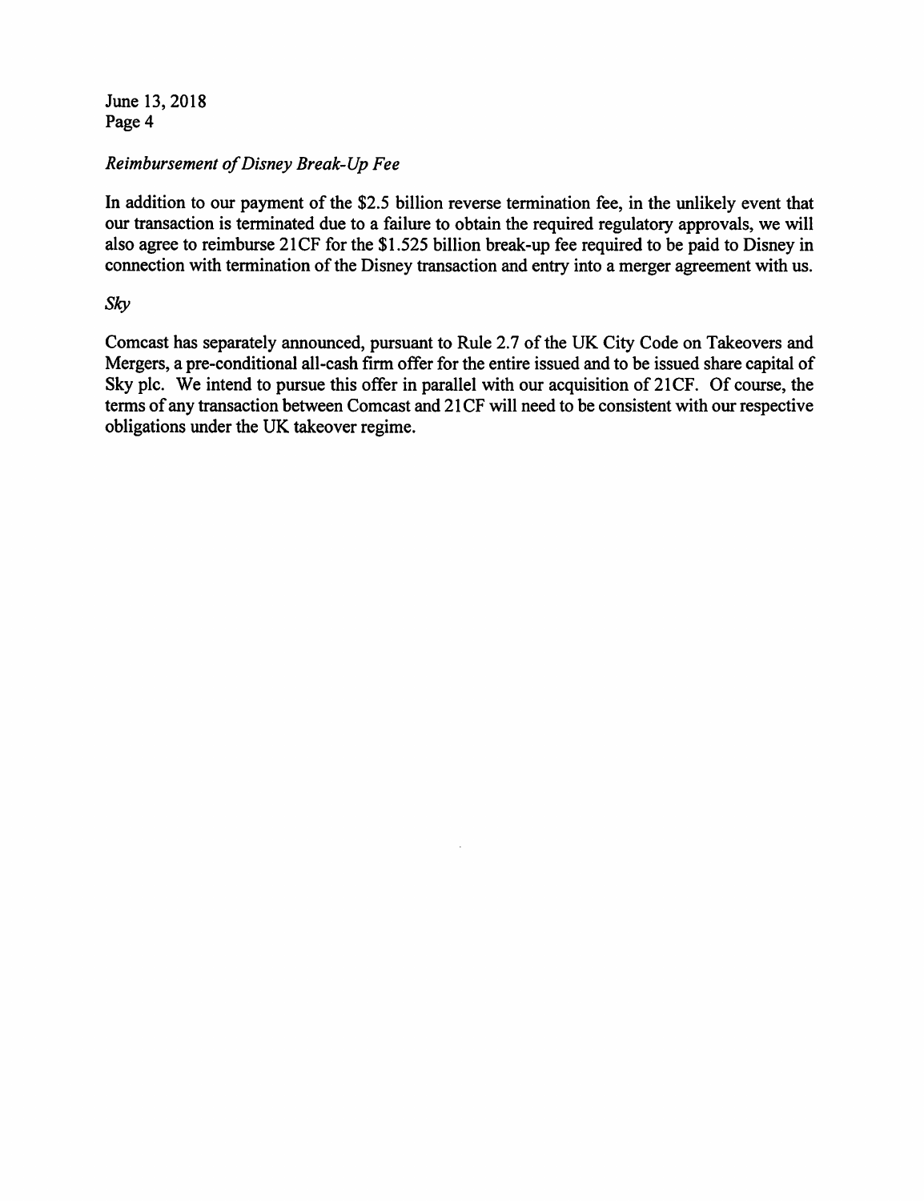*Reimbursement of Disney Break-Up Fee*

In addition to our payment of the $2.5 billion reverse termination fee, in the unlikely event that our transaction is terminated due to a failure to obtain the required regulatory approvals, we will also agree to reimburse 21CF for the $1.525 billion break-up fee required to be paid to Disney in connection with termination of the Disney transaction and entry into a merger agreement with us.

*Sky*

Comcast has separately announced, pursuant to Rule 2.7 of the UK City Code on Takeovers and Mergers, a pre-conditional all-cash firm offer for the entire issued and to be issued share capital of Sky plc. We intend to pursue this offer in parallel with our acquisition of 21CF. Of course, the terms of any transaction between Comcast and 21CF will need to be consistent with our respective obligations under the UK takeover regime.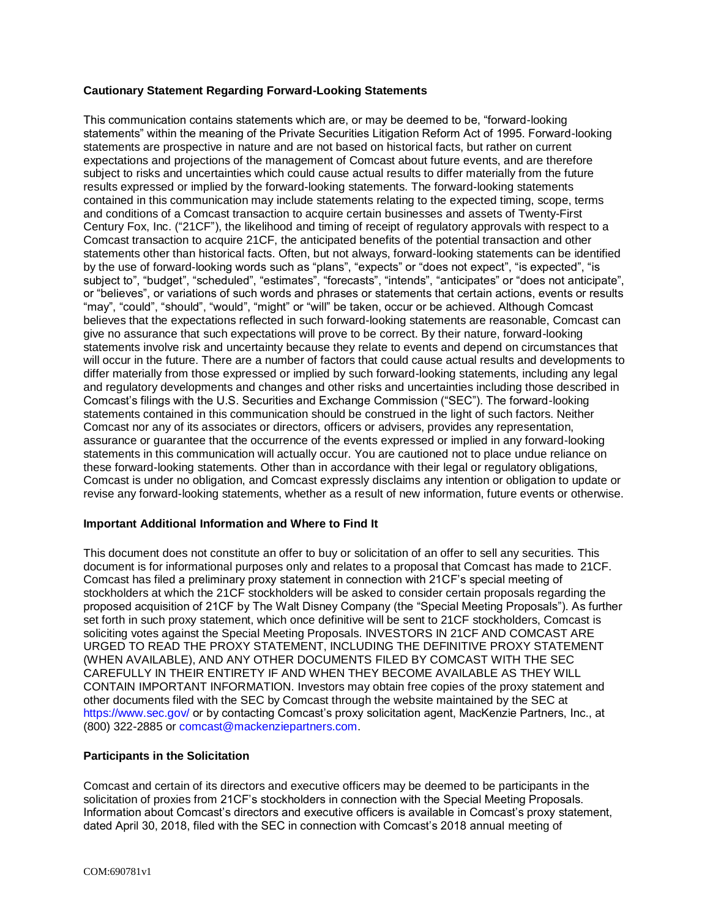**Cautionary Statement Regarding Forward-Looking Statements**

This communication contains statements which are, or may be deemed to be, "forward-looking statements" within the meaning of the Private Securities Litigation Reform Act of 1995. Forward-looking statements are prospective in nature and are not based on historical facts, but rather on current expectations and projections of the management of Comcast about future events, and are therefore subject to risks and uncertainties which could cause actual results to differ materially from the future results expressed or implied by the forward-looking statements. The forward-looking statements contained in this communication may include statements relating to the expected timing, scope, terms and conditions of a Comcast transaction to acquire certain businesses and assets of Twenty-First Century Fox, Inc. ("21CF"), the likelihood and timing of receipt of regulatory approvals with respect to a Comcast transaction to acquire 21CF, the anticipated benefits of the potential transaction and other statements other than historical facts. Often, but not always, forward-looking statements can be identified by the use of forward-looking words such as "plans", "expects" or "does not expect", "is expected", "is subject to", "budget", "scheduled", "estimates", "forecasts", "intends", "anticipates" or "does not anticipate", or "believes", or variations of such words and phrases or statements that certain actions, events or results "may", "could", "should", "would", "might" or "will" be taken, occur or be achieved. Although Comcast believes that the expectations reflected in such forward-looking statements are reasonable, Comcast can give no assurance that such expectations will prove to be correct. By their nature, forward-looking statements involve risk and uncertainty because they relate to events and depend on circumstances that will occur in the future. There are a number of factors that could cause actual results and developments to differ materially from those expressed or implied by such forward-looking statements, including any legal and regulatory developments and changes and other risks and uncertainties including those described in Comcast's filings with the U.S. Securities and Exchange Commission ("SEC"). The forward-looking statements contained in this communication should be construed in the light of such factors. Neither Comcast nor any of its associates or directors, officers or advisers, provides any representation, assurance or guarantee that the occurrence of the events expressed or implied in any forward-looking statements in this communication will actually occur. You are cautioned not to place undue reliance on these forward-looking statements. Other than in accordance with their legal or regulatory obligations, Comcast is under no obligation, and Comcast expressly disclaims any intention or obligation to update or revise any forward-looking statements, whether as a result of new information, future events or otherwise.

**Important Additional Information and Where to Find It**

This document does not constitute an offer to buy or solicitation of an offer to sell any securities. This document is for informational purposes only and relates to a proposal that Comcast has made to 21CF. Comcast has filed a preliminary proxy statement in connection with 21CF's special meeting of stockholders at which the 21CF stockholders will be asked to consider certain proposals regarding the proposed acquisition of 21CF by The Walt Disney Company (the "Special Meeting Proposals"). As further set forth in such proxy statement, which once definitive will be sent to 21CF stockholders, Comcast is soliciting votes against the Special Meeting Proposals. INVESTORS IN 21CF AND COMCAST ARE URGED TO READ THE PROXY STATEMENT, INCLUDING THE DEFINITIVE PROXY STATEMENT (WHEN AVAILABLE), AND ANY OTHER DOCUMENTS FILED BY COMCAST WITH THE SEC CAREFULLY IN THEIR ENTIRETY IF AND WHEN THEY BECOME AVAILABLE AS THEY WILL CONTAIN IMPORTANT INFORMATION. Investors may obtain free copies of the proxy statement and other documents filed with the SEC by Comcast through the website maintained by the SEC at https://www.sec.gov/ or by contacting Comcast's proxy solicitation agent, MacKenzie Partners, Inc., at (800) 322-2885 or comcast@mackenziepartners.com.

**Participants in the Solicitation**

Comcast and certain of its directors and executive officers may be deemed to be participants in the solicitation of proxies from 21CF's stockholders in connection with the Special Meeting Proposals. Information about Comcast's directors and executive officers is available in Comcast's proxy statement, dated April 30, 2018, filed with the SEC in connection with Comcast's 2018 annual meeting of

COM:690781v1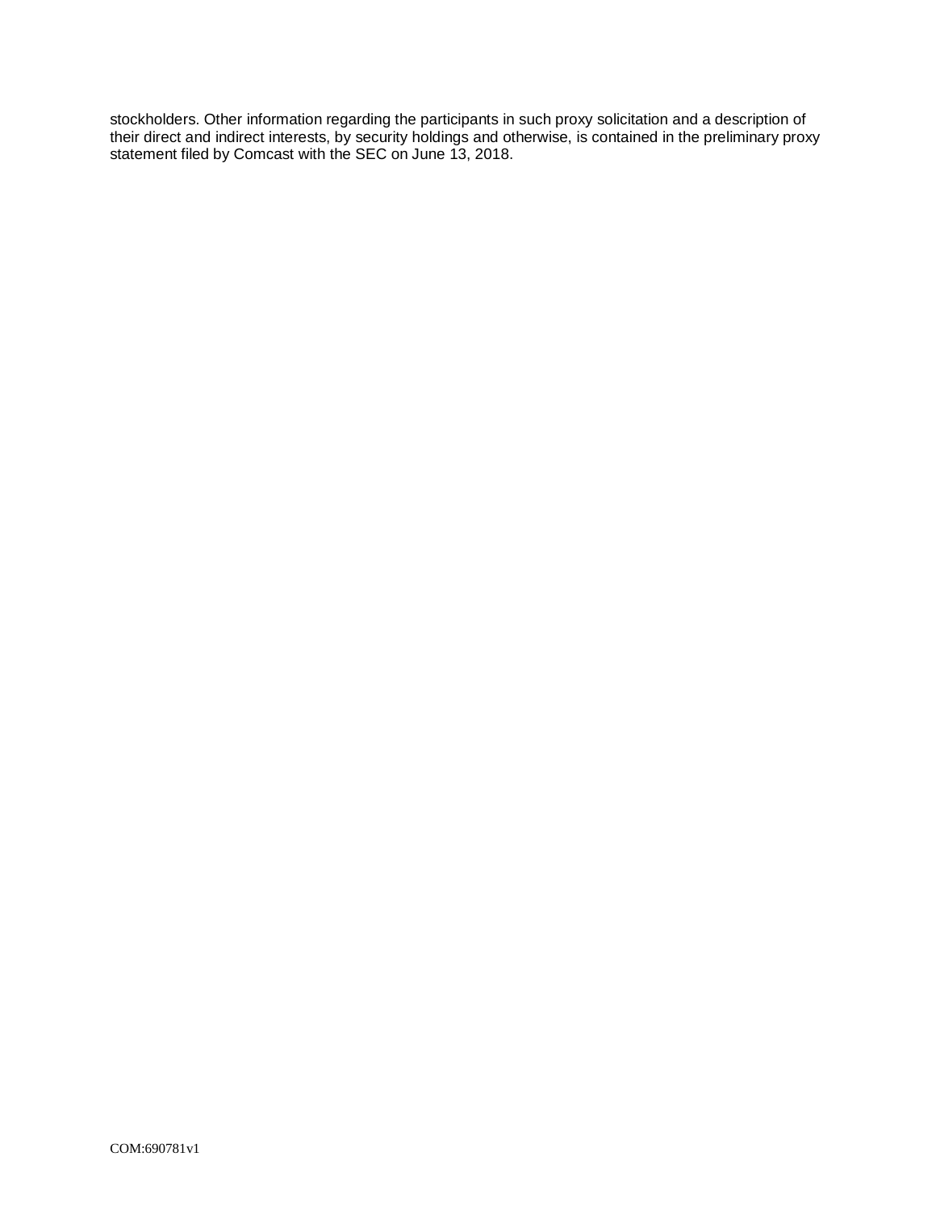stockholders. Other information regarding the participants in such proxy solicitation and a description of their direct and indirect interests, by security holdings and otherwise, is contained in the preliminary proxy statement filed by Comcast with the SEC on June 13, 2018.

COM:690781v1